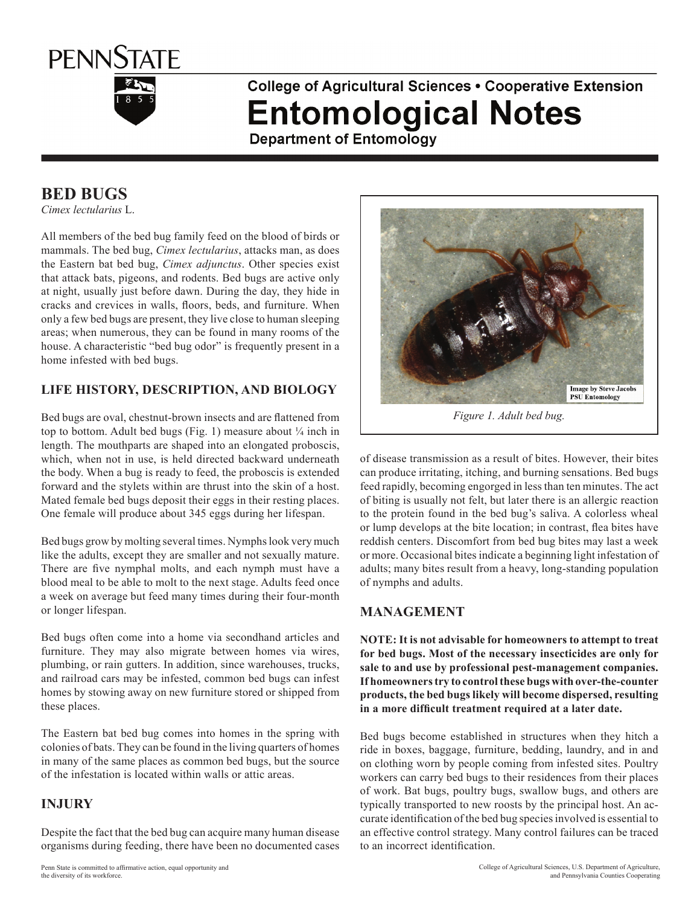PENNSTATE

College of Agricultural Sciences • Cooperative Extension

# Entomological Notes

Department of Entomology

## BED BUGS

*Cimex lectularius* L.

All members of the bed bug family feed on the blood of birds or mammals. The bed bug, *Cimex lectularius*, attacks man, as does the Eastern bat bed bug, *Cimex adjunctus*. Other species exist that attack bats, pigeons, and rodents. Bed bugs are active only at night, usually just before dawn. During the day, they hide in cracks and crevices in walls, floors, beds, and furniture. When only a few bed bugs are present, they live close to human sleeping areas; when numerous, they can be found in many rooms of the house. A characteristic "bed bug odor" is frequently present in a home infested with bed bugs.

### LIFE HISTORY, DESCRIPTION, AND BIOLOGY

Bed bugs are oval, chestnut-brown insects and are flattened from top to bottom. Adult bed bugs (Fig. 1) measure about ¼ inch in length. The mouthparts are shaped into an elongated proboscis, which, when not in use, is held directed backward underneath the body. When a bug is ready to feed, the proboscis is extended forward and the stylets within are thrust into the skin of a host. Mated female bed bugs deposit their eggs in their resting places. One female will produce about 345 eggs during her lifespan.

Bed bugs grow by molting several times. Nymphs look very much like the adults, except they are smaller and not sexually mature. There are five nymphal molts, and each nymph must have a blood meal to be able to molt to the next stage. Adults feed once a week on average but feed many times during their four-month or longer lifespan.

Bed bugs often come into a home via secondhand articles and furniture. They may also migrate between homes via wires, plumbing, or rain gutters. In addition, since warehouses, trucks, and railroad cars may be infested, common bed bugs can infest homes by stowing away on new furniture stored or shipped from these places.

The Eastern bat bed bug comes into homes in the spring with colonies of bats. They can be found in the living quarters of homes in many of the same places as common bed bugs, but the source of the infestation is located within walls or attic areas.

Image by Steve Jacobs PSU Entomology

*Figure 1. Adult bed bug.*

### INJURY

Despite the fact that the bed bug can acquire many human disease organisms during feeding, there have been no documented cases of disease transmission as a result of bites. However, their bites can produce irritating, itching, and burning sensations. Bed bugs feed rapidly, becoming engorged in less than ten minutes. The act of biting is usually not felt, but later there is an allergic reaction to the protein found in the bed bug's saliva. A colorless wheal or lump develops at the bite location; in contrast, flea bites have reddish centers. Discomfort from bed bug bites may last a week or more. Occasional bites indicate a beginning light infestation of adults; many bites result from a heavy, long-standing population of nymphs and adults.

### MANAGEMENT

**NOTE: It is not advisable for homeowners to attempt to treat for bed bugs. Most of the necessary insecticides are only for sale to and use by professional pest-management companies. If homeowners try to control these bugs with over-the-counter products, the bed bugs likely will become dispersed, resulting in a more difficult treatment required at a later date.**

Bed bugs become established in structures when they hitch a ride in boxes, baggage, furniture, bedding, laundry, and in and on clothing worn by people coming from infested sites. Poultry workers can carry bed bugs to their residences from their places of work. Bat bugs, poultry bugs, swallow bugs, and others are typically transported to new roosts by the principal host. An accurate identification of the bed bug species involved is essential to an effective control strategy. Many control failures can be traced to an incorrect identification.

Penn State is committed to affirmative action, equal opportunity and the diversity of its workforce.

College of Agricultural Sciences, U.S. Department of Agriculture, and Pennsylvania Counties Cooperating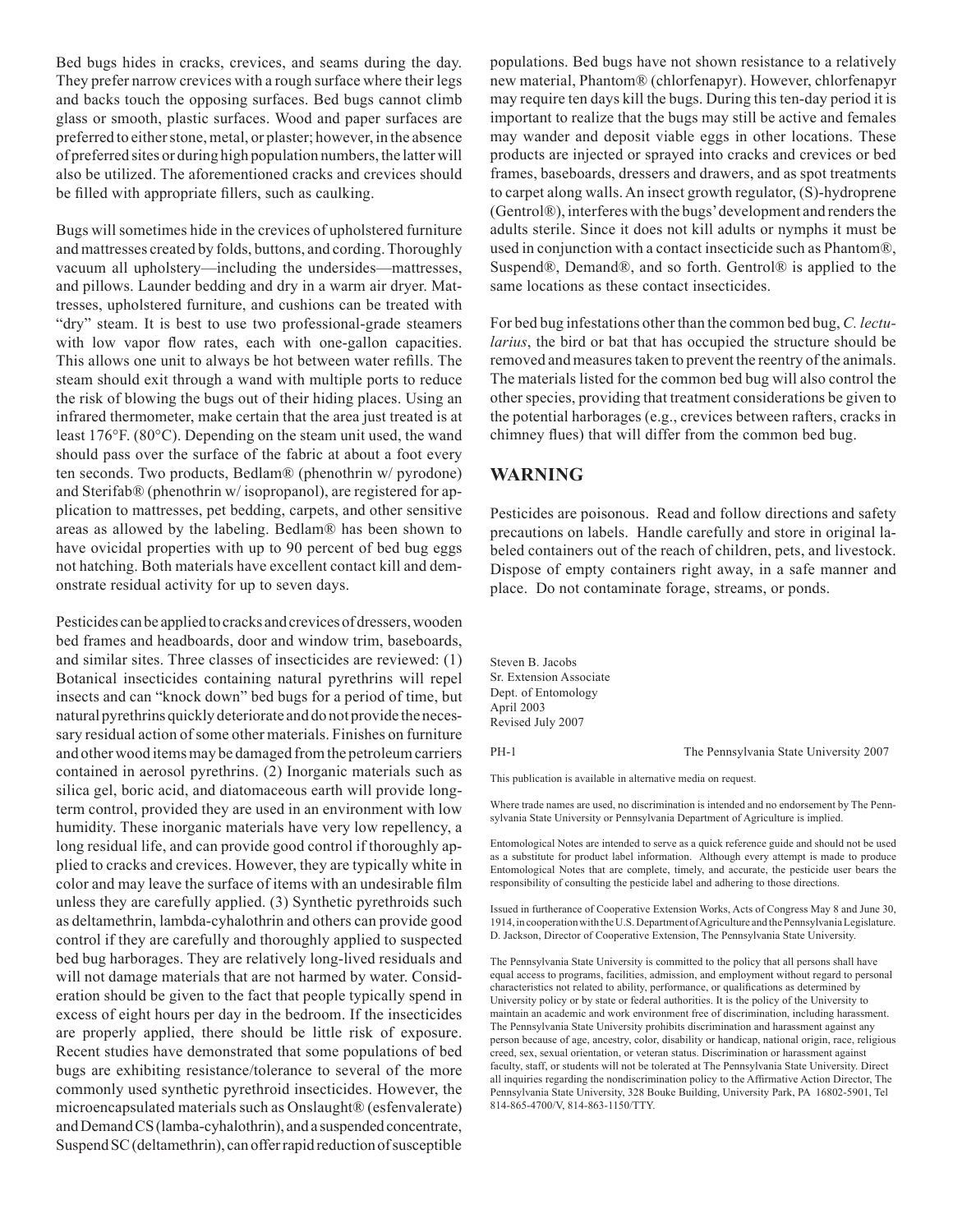Bed bugs hides in cracks, crevices, and seams during the day. They prefer narrow crevices with a rough surface where their legs and backs touch the opposing surfaces. Bed bugs cannot climb glass or smooth, plastic surfaces. Wood and paper surfaces are preferred to either stone, metal, or plaster; however, in the absence of preferred sites or during high population numbers, the latter will also be utilized. The aforementioned cracks and crevices should be filled with appropriate fillers, such as caulking.

Bugs will sometimes hide in the crevices of upholstered furniture and mattresses created by folds, buttons, and cording. Thoroughly vacuum all upholstery—including the undersides—mattresses, and pillows. Launder bedding and dry in a warm air dryer. Mattresses, upholstered furniture, and cushions can be treated with "dry" steam. It is best to use two professional-grade steamers with low vapor flow rates, each with one-gallon capacities. This allows one unit to always be hot between water refills. The steam should exit through a wand with multiple ports to reduce the risk of blowing the bugs out of their hiding places. Using an infrared thermometer, make certain that the area just treated is at least 176°F. (80°C). Depending on the steam unit used, the wand should pass over the surface of the fabric at about a foot every ten seconds. Two products, Bedlam® (phenothrin w/ pyrodone) and Sterifab® (phenothrin w/ isopropanol), are registered for application to mattresses, pet bedding, carpets, and other sensitive areas as allowed by the labeling. Bedlam® has been shown to have ovicidal properties with up to 90 percent of bed bug eggs not hatching. Both materials have excellent contact kill and demonstrate residual activity for up to seven days.

Pesticides can be applied to cracks and crevices of dressers, wooden bed frames and headboards, door and window trim, baseboards, and similar sites. Three classes of insecticides are reviewed: (1) Botanical insecticides containing natural pyrethrins will repel insects and can "knock down" bed bugs for a period of time, but natural pyrethrins quickly deteriorate and do not provide the necessary residual action of some other materials. Finishes on furniture and other wood items may be damaged from the petroleum carriers contained in aerosol pyrethrins. (2) Inorganic materials such as silica gel, boric acid, and diatomaceous earth will provide long-term control, provided they are used in an environment with low humidity. These inorganic materials have very low repellency, a long residual life, and can provide good control if thoroughly applied to cracks and crevices. However, they are typically white in color and may leave the surface of items with an undesirable film unless they are carefully applied. (3) Synthetic pyrethroids such as deltamethrin, lambda-cyhalothrin and others can provide good control if they are carefully and thoroughly applied to suspected bed bug harborages. They are relatively long-lived residuals and will not damage materials that are not harmed by water. Consideration should be given to the fact that people typically spend in excess of eight hours per day in the bedroom. If the insecticides are properly applied, there should be little risk of exposure. Recent studies have demonstrated that some populations of bed bugs are exhibiting resistance/tolerance to several of the more commonly used synthetic pyrethroid insecticides. However, the microencapsulated materials such as Onslaught® (esfenvalerate) and Demand CS (lamba-cyhalothrin), and a suspended concentrate, Suspend SC (deltamethrin), can offer rapid reduction of susceptible populations. Bed bugs have not shown resistance to a relatively new material, Phantom® (chlorfenapyr). However, chlorfenapyr may require ten days kill the bugs. During this ten-day period it is important to realize that the bugs may still be active and females may wander and deposit viable eggs in other locations. These products are injected or sprayed into cracks and crevices or bed frames, baseboards, dressers and drawers, and as spot treatments to carpet along walls. An insect growth regulator, (S)-hydroprene (Gentrol®), interferes with the bugs' development and renders the adults sterile. Since it does not kill adults or nymphs it must be used in conjunction with a contact insecticide such as Phantom®, Suspend®, Demand®, and so forth. Gentrol® is applied to the same locations as these contact insecticides.

For bed bug infestations other than the common bed bug, *C. lectularius*, the bird or bat that has occupied the structure should be removed and measures taken to prevent the reentry of the animals. The materials listed for the common bed bug will also control the other species, providing that treatment considerations be given to the potential harborages (e.g., crevices between rafters, cracks in chimney flues) that will differ from the common bed bug.

## WARNING

Pesticides are poisonous. Read and follow directions and safety precautions on labels. Handle carefully and store in original labeled containers out of the reach of children, pets, and livestock. Dispose of empty containers right away, in a safe manner and place. Do not contaminate forage, streams, or ponds.

Steven B. Jacobs
Sr. Extension Associate
Dept. of Entomology
April 2003
Revised July 2007

PH-1 The Pennsylvania State University 2007

This publication is available in alternative media on request.

Where trade names are used, no discrimination is intended and no endorsement by The Pennsylvania State University or Pennsylvania Department of Agriculture is implied.

Entomological Notes are intended to serve as a quick reference guide and should not be used as a substitute for product label information. Although every attempt is made to produce Entomological Notes that are complete, timely, and accurate, the pesticide user bears the responsibility of consulting the pesticide label and adhering to those directions.

Issued in furtherance of Cooperative Extension Works, Acts of Congress May 8 and June 30, 1914, in cooperation with the U.S. Department of Agriculture and the Pennsylvania Legislature. D. Jackson, Director of Cooperative Extension, The Pennsylvania State University.

The Pennsylvania State University is committed to the policy that all persons shall have equal access to programs, facilities, admission, and employment without regard to personal characteristics not related to ability, performance, or qualifications as determined by University policy or by state or federal authorities. It is the policy of the University to maintain an academic and work environment free of discrimination, including harassment. The Pennsylvania State University prohibits discrimination and harassment against any person because of age, ancestry, color, disability or handicap, national origin, race, religious creed, sex, sexual orientation, or veteran status. Discrimination or harassment against faculty, staff, or students will not be tolerated at The Pennsylvania State University. Direct all inquiries regarding the nondiscrimination policy to the Affirmative Action Director, The Pennsylvania State University, 328 Bouke Building, University Park, PA 16802-5901, Tel 814-865-4700/V, 814-863-1150/TTY.